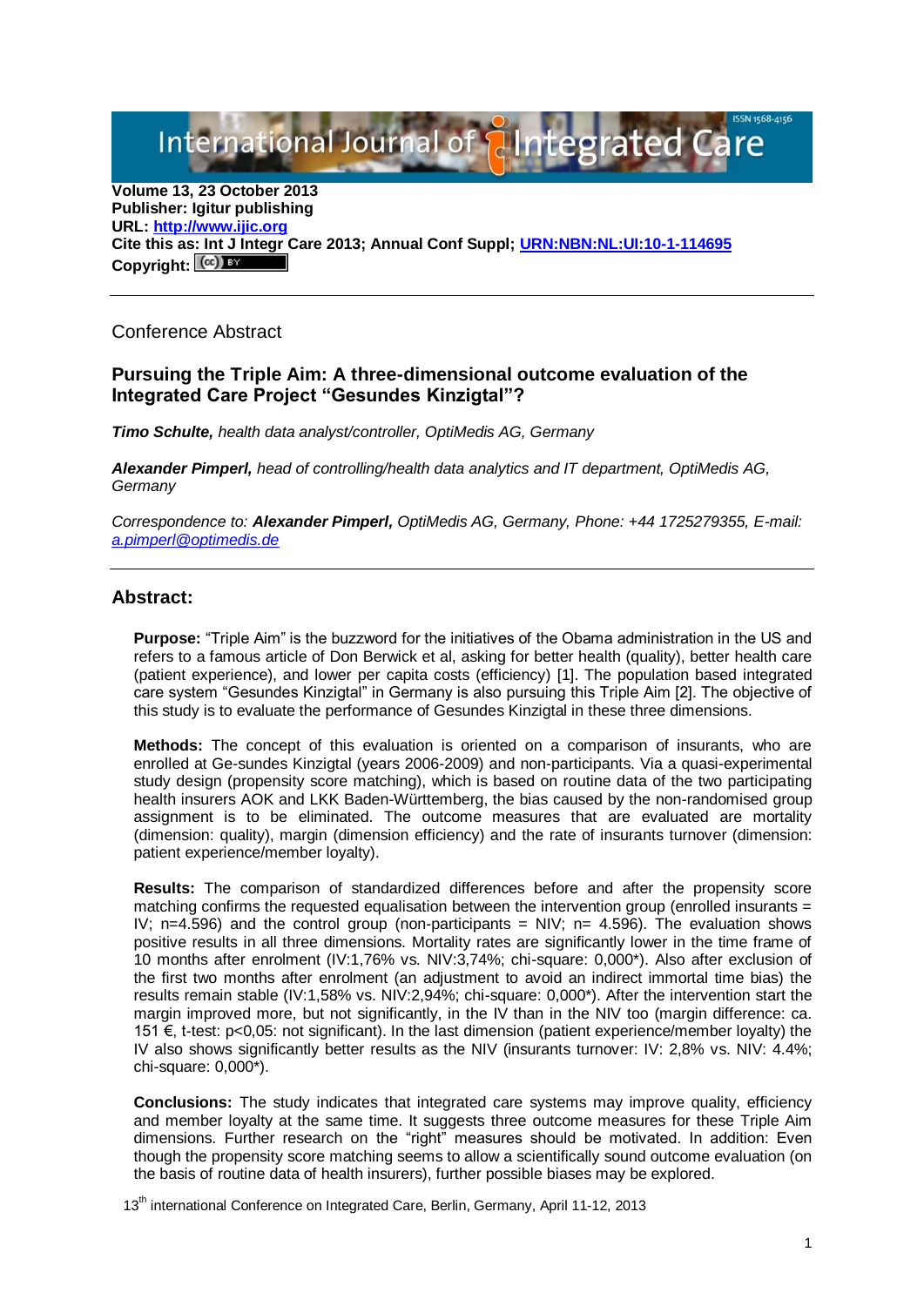International Journal of Integrated Care

**Volume 13, 23 October 2013**
**Publisher: Igitur publishing**
**URL: [http://www.ijic.org](http://www.ijic.org)**
**Cite this as: Int J Integr Care 2013; Annual Conf Suppl; [URN:NBN:NL:UI:10-1-114695](URN:NBN:NL:UI:10-1-114695)**
**Copyright:** (cc) BY

---

Conference Abstract

## Pursuing the Triple Aim: A three-dimensional outcome evaluation of the Integrated Care Project "Gesundes Kinzigtal"?

***Timo Schulte,*** *health data analyst/controller, OptiMedis AG, Germany*

***Alexander Pimperl,*** *head of controlling/health data analytics and IT department, OptiMedis AG, Germany*

*Correspondence to:* ***Alexander Pimperl,*** *OptiMedis AG, Germany, Phone: +44 1725279355, E-mail: [a.pimperl@optimedis.de](mailto:a.pimperl@optimedis.de)*

---

## Abstract:

**Purpose:** "Triple Aim" is the buzzword for the initiatives of the Obama administration in the US and refers to a famous article of Don Berwick et al, asking for better health (quality), better health care (patient experience), and lower per capita costs (efficiency) [1]. The population based integrated care system "Gesundes Kinzigtal" in Germany is also pursuing this Triple Aim [2]. The objective of this study is to evaluate the performance of Gesundes Kinzigtal in these three dimensions.

**Methods:** The concept of this evaluation is oriented on a comparison of insurants, who are enrolled at Ge-sundes Kinzigtal (years 2006-2009) and non-participants. Via a quasi-experimental study design (propensity score matching), which is based on routine data of the two participating health insurers AOK and LKK Baden-Württemberg, the bias caused by the non-randomised group assignment is to be eliminated. The outcome measures that are evaluated are mortality (dimension: quality), margin (dimension efficiency) and the rate of insurants turnover (dimension: patient experience/member loyalty).

**Results:** The comparison of standardized differences before and after the propensity score matching confirms the requested equalisation between the intervention group (enrolled insurants = IV; n=4.596) and the control group (non-participants = NIV; n= 4.596). The evaluation shows positive results in all three dimensions. Mortality rates are significantly lower in the time frame of 10 months after enrolment (IV:1,76% vs. NIV:3,74%; chi-square: 0,000*). Also after exclusion of the first two months after enrolment (an adjustment to avoid an indirect immortal time bias) the results remain stable (IV:1,58% vs. NIV:2,94%; chi-square: 0,000*). After the intervention start the margin improved more, but not significantly, in the IV than in the NIV too (margin difference: ca. 151 €, t-test: p<0,05: not significant). In the last dimension (patient experience/member loyalty) the IV also shows significantly better results as the NIV (insurants turnover: IV: 2,8% vs. NIV: 4.4%; chi-square: 0,000*).

**Conclusions:** The study indicates that integrated care systems may improve quality, efficiency and member loyalty at the same time. It suggests three outcome measures for these Triple Aim dimensions. Further research on the "right" measures should be motivated. In addition: Even though the propensity score matching seems to allow a scientifically sound outcome evaluation (on the basis of routine data of health insurers), further possible biases may be explored.

13th international Conference on Integrated Care, Berlin, Germany, April 11-12, 2013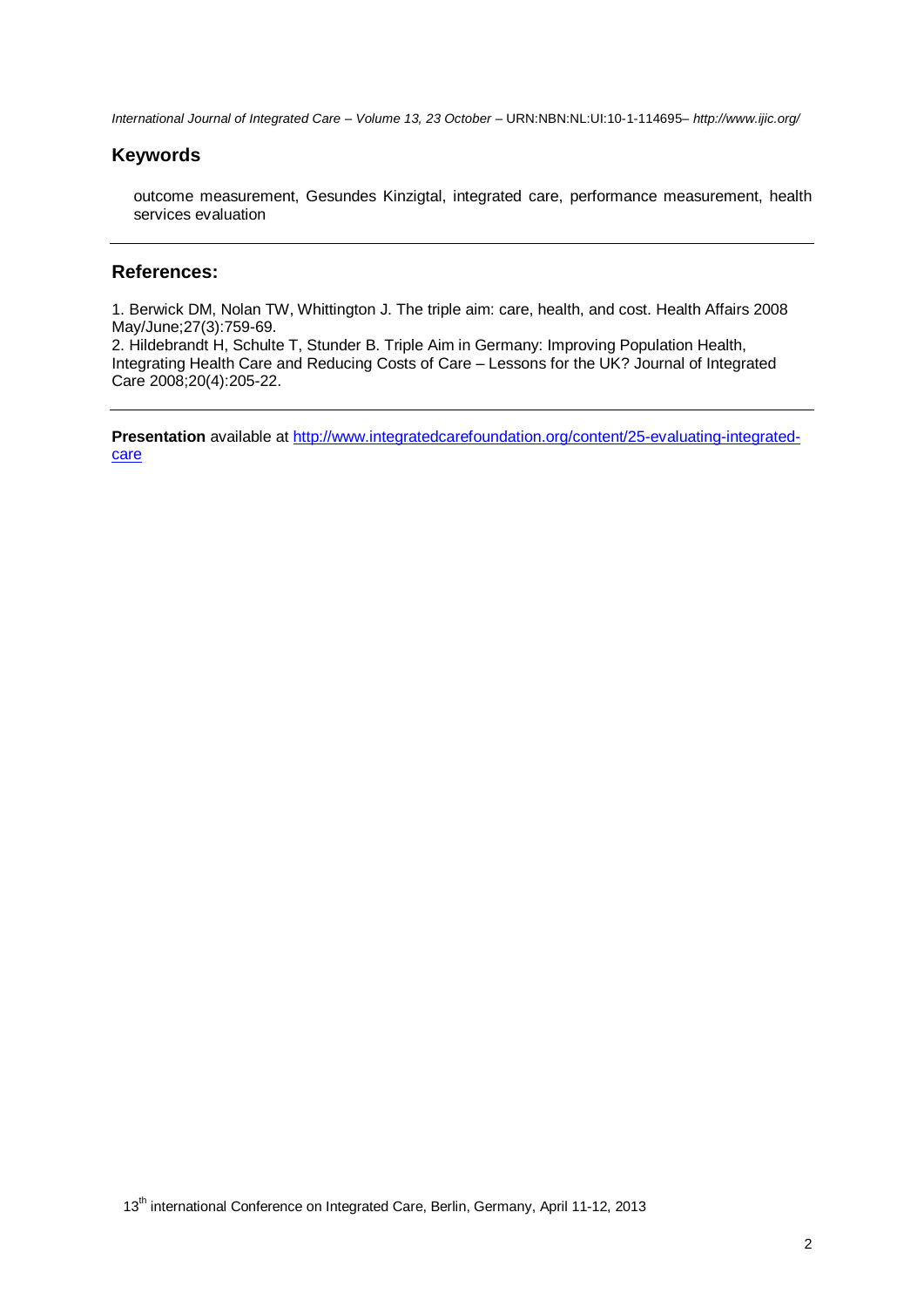## Keywords

outcome measurement, Gesundes Kinzigtal, integrated care, performance measurement, health services evaluation

---

## References:

1. Berwick DM, Nolan TW, Whittington J. The triple aim: care, health, and cost. Health Affairs 2008 May/June;27(3):759-69.
2. Hildebrandt H, Schulte T, Stunder B. Triple Aim in Germany: Improving Population Health, Integrating Health Care and Reducing Costs of Care – Lessons for the UK? Journal of Integrated Care 2008;20(4):205-22.

---

**Presentation** available at [http://www.integratedcarefoundation.org/content/25-evaluating-integrated-care](http://www.integratedcarefoundation.org/content/25-evaluating-integrated-care)